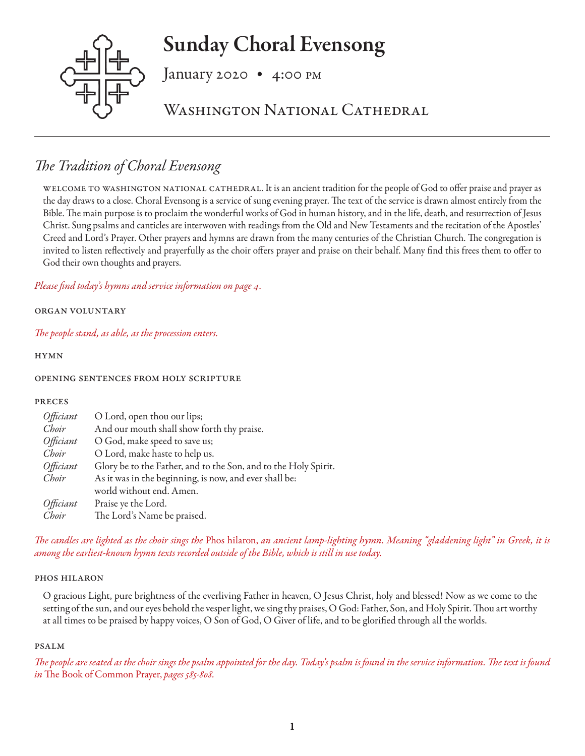# Sunday Choral Evensong

January 2020 • 4:00 PM

WASHINGTON NATIONAL CATHEDRAL

## *The Tradition of Choral Evensong*

WELCOME TO WASHINGTON NATIONAL CATHEDRAL. It is an ancient tradition for the people of God to offer praise and prayer as the day draws to a close. Choral Evensong is a service of sung evening prayer. The text of the service is drawn almost entirely from the Bible. The main purpose is to proclaim the wonderful works of God in human history, and in the life, death, and resurrection of Jesus Christ. Sung psalms and canticles are interwoven with readings from the Old and New Testaments and the recitation of the Apostles' Creed and Lord's Prayer. Other prayers and hymns are drawn from the many centuries of the Christian Church. The congregation is invited to listen reflectively and prayerfully as the choir offers prayer and praise on their behalf. Many find this frees them to offer to God their own thoughts and prayers.

*Please find today's hymns and service information on page 4.*

ORGAN VOLUNTARY

*The people stand, as able, as the procession enters.*

HYMN

OPENING SENTENCES FROM HOLY SCRIPTURE

PRECES

| | |
|---|---|
| *Officiant* | O Lord, open thou our lips; |
| *Choir* | And our mouth shall show forth thy praise. |
| *Officiant* | O God, make speed to save us; |
| *Choir* | O Lord, make haste to help us. |
| *Officiant* | Glory be to the Father, and to the Son, and to the Holy Spirit. |
| *Choir* | As it was in the beginning, is now, and ever shall be: world without end. Amen. |
| *Officiant* | Praise ye the Lord. |
| *Choir* | The Lord's Name be praised. |

*The candles are lighted as the choir sings the* Phos hilaron, *an ancient lamp-lighting hymn. Meaning "gladdening light" in Greek, it is among the earliest-known hymn texts recorded outside of the Bible, which is still in use today.*

PHOS HILARON

O gracious Light, pure brightness of the everliving Father in heaven, O Jesus Christ, holy and blessed! Now as we come to the setting of the sun, and our eyes behold the vesper light, we sing thy praises, O God: Father, Son, and Holy Spirit. Thou art worthy at all times to be praised by happy voices, O Son of God, O Giver of life, and to be glorified through all the worlds.

PSALM

*The people are seated as the choir sings the psalm appointed for the day. Today's psalm is found in the service information. The text is found in* The Book of Common Prayer, *pages 585-808.*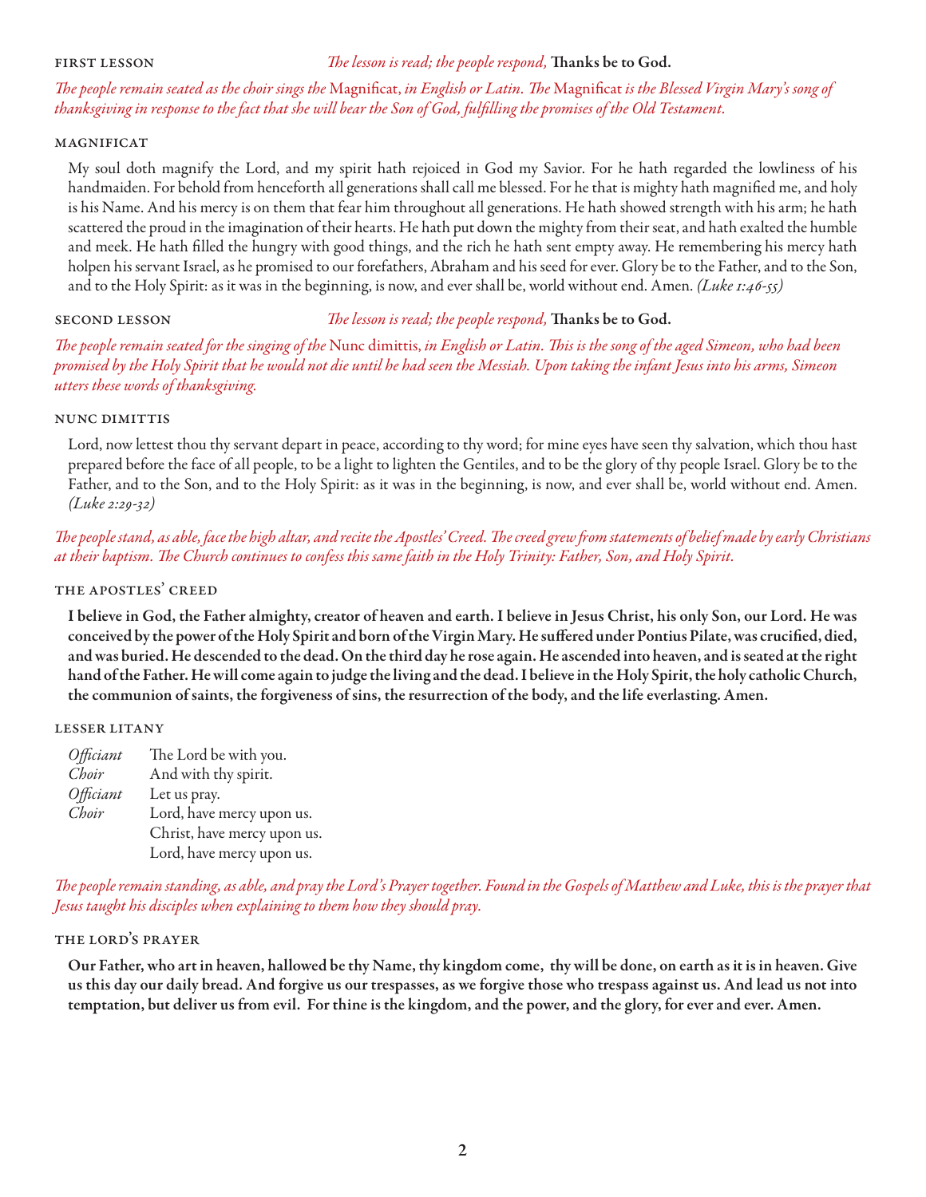FIRST LESSON *The lesson is read; the people respond,* **Thanks be to God.**

*The people remain seated as the choir sings the* Magnificat, *in English or Latin. The* Magnificat *is the Blessed Virgin Mary's song of thanksgiving in response to the fact that she will bear the Son of God, fulfilling the promises of the Old Testament.*

### MAGNIFICAT

My soul doth magnify the Lord, and my spirit hath rejoiced in God my Savior. For he hath regarded the lowliness of his handmaiden. For behold from henceforth all generations shall call me blessed. For he that is mighty hath magnified me, and holy is his Name. And his mercy is on them that fear him throughout all generations. He hath showed strength with his arm; he hath scattered the proud in the imagination of their hearts. He hath put down the mighty from their seat, and hath exalted the humble and meek. He hath filled the hungry with good things, and the rich he hath sent empty away. He remembering his mercy hath holpen his servant Israel, as he promised to our forefathers, Abraham and his seed for ever. Glory be to the Father, and to the Son, and to the Holy Spirit: as it was in the beginning, is now, and ever shall be, world without end. Amen. *(Luke 1:46-55)*

SECOND LESSON *The lesson is read; the people respond,* **Thanks be to God.**

*The people remain seated for the singing of the* Nunc dimittis, *in English or Latin. This is the song of the aged Simeon, who had been promised by the Holy Spirit that he would not die until he had seen the Messiah. Upon taking the infant Jesus into his arms, Simeon utters these words of thanksgiving.*

### NUNC DIMITTIS

Lord, now lettest thou thy servant depart in peace, according to thy word; for mine eyes have seen thy salvation, which thou hast prepared before the face of all people, to be a light to lighten the Gentiles, and to be the glory of thy people Israel. Glory be to the Father, and to the Son, and to the Holy Spirit: as it was in the beginning, is now, and ever shall be, world without end. Amen. *(Luke 2:29-32)*

*The people stand, as able, face the high altar, and recite the Apostles' Creed. The creed grew from statements of belief made by early Christians at their baptism. The Church continues to confess this same faith in the Holy Trinity: Father, Son, and Holy Spirit.*

### THE APOSTLES' CREED

**I believe in God, the Father almighty, creator of heaven and earth. I believe in Jesus Christ, his only Son, our Lord. He was conceived by the power of the Holy Spirit and born of the Virgin Mary. He suffered under Pontius Pilate, was crucified, died, and was buried. He descended to the dead. On the third day he rose again. He ascended into heaven, and is seated at the right hand of the Father. He will come again to judge the living and the dead. I believe in the Holy Spirit, the holy catholic Church, the communion of saints, the forgiveness of sins, the resurrection of the body, and the life everlasting. Amen.**

### LESSER LITANY

*Officiant* The Lord be with you.
*Choir* And with thy spirit.
*Officiant* Let us pray.
*Choir* Lord, have mercy upon us.
Christ, have mercy upon us.
Lord, have mercy upon us.

*The people remain standing, as able, and pray the Lord's Prayer together. Found in the Gospels of Matthew and Luke, this is the prayer that Jesus taught his disciples when explaining to them how they should pray.*

### THE LORD'S PRAYER

**Our Father, who art in heaven, hallowed be thy Name, thy kingdom come, thy will be done, on earth as it is in heaven. Give us this day our daily bread. And forgive us our trespasses, as we forgive those who trespass against us. And lead us not into temptation, but deliver us from evil. For thine is the kingdom, and the power, and the glory, for ever and ever. Amen.**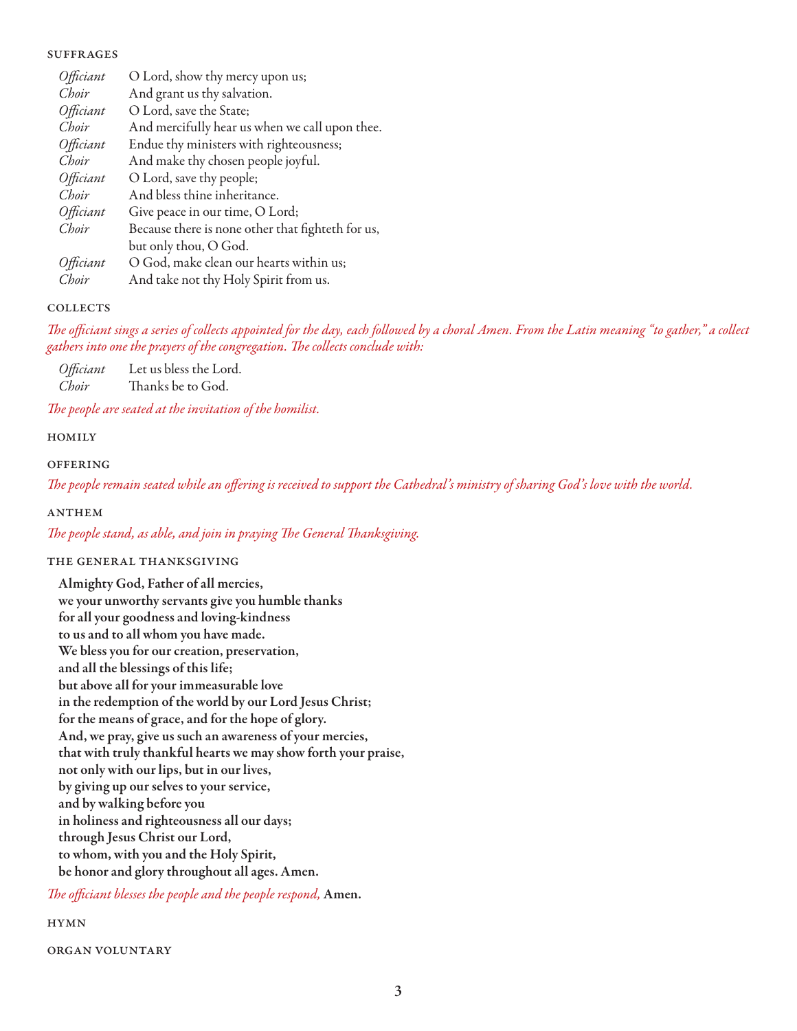## SUFFRAGES

| | |
|---|---|
| *Officiant* | O Lord, show thy mercy upon us; |
| *Choir* | And grant us thy salvation. |
| *Officiant* | O Lord, save the State; |
| *Choir* | And mercifully hear us when we call upon thee. |
| *Officiant* | Endue thy ministers with righteousness; |
| *Choir* | And make thy chosen people joyful. |
| *Officiant* | O Lord, save thy people; |
| *Choir* | And bless thine inheritance. |
| *Officiant* | Give peace in our time, O Lord; |
| *Choir* | Because there is none other that fighteth for us, but only thou, O God. |
| *Officiant* | O God, make clean our hearts within us; |
| *Choir* | And take not thy Holy Spirit from us. |

## COLLECTS

*The officiant sings a series of collects appointed for the day, each followed by a choral Amen. From the Latin meaning "to gather," a collect gathers into one the prayers of the congregation. The collects conclude with:*

| | |
|---|---|
| *Officiant* | Let us bless the Lord. |
| *Choir* | Thanks be to God. |

*The people are seated at the invitation of the homilist.*

## HOMILY

## OFFERING

*The people remain seated while an offering is received to support the Cathedral's ministry of sharing God's love with the world.*

## ANTHEM

*The people stand, as able, and join in praying The General Thanksgiving.*

## THE GENERAL THANKSGIVING

**Almighty God, Father of all mercies,**
**we your unworthy servants give you humble thanks**
**for all your goodness and loving-kindness**
**to us and to all whom you have made.**
**We bless you for our creation, preservation,**
**and all the blessings of this life;**
**but above all for your immeasurable love**
**in the redemption of the world by our Lord Jesus Christ;**
**for the means of grace, and for the hope of glory.**
**And, we pray, give us such an awareness of your mercies,**
**that with truly thankful hearts we may show forth your praise,**
**not only with our lips, but in our lives,**
**by giving up our selves to your service,**
**and by walking before you**
**in holiness and righteousness all our days;**
**through Jesus Christ our Lord,**
**to whom, with you and the Holy Spirit,**
**be honor and glory throughout all ages. Amen.**

*The officiant blesses the people and the people respond,* **Amen.**

## HYMN

## ORGAN VOLUNTARY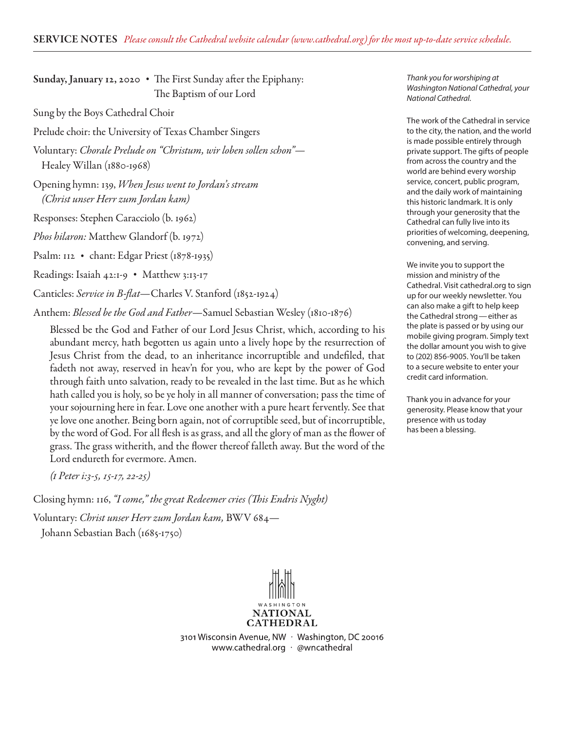## SERVICE NOTES *Please consult the Cathedral website calendar (www.cathedral.org) for the most up-to-date service schedule.*

**Sunday, January 12, 2020** • The First Sunday after the Epiphany: The Baptism of our Lord

Sung by the Boys Cathedral Choir

Prelude choir: the University of Texas Chamber Singers

Voluntary: *Chorale Prelude on "Christum, wir loben sollen schon"*—Healey Willan (1880-1968)

Opening hymn: 139, *When Jesus went to Jordan's stream (Christ unser Herr zum Jordan kam)*

Responses: Stephen Caracciolo (b. 1962)

*Phos hilaron:* Matthew Glandorf (b. 1972)

Psalm: 112 • chant: Edgar Priest (1878-1935)

Readings: Isaiah 42:1-9 • Matthew 3:13-17

Canticles: *Service in B-flat*—Charles V. Stanford (1852-1924)

Anthem: *Blessed be the God and Father*—Samuel Sebastian Wesley (1810-1876)

> Blessed be the God and Father of our Lord Jesus Christ, which, according to his abundant mercy, hath begotten us again unto a lively hope by the resurrection of Jesus Christ from the dead, to an inheritance incorruptible and undefiled, that fadeth not away, reserved in heav'n for you, who are kept by the power of God through faith unto salvation, ready to be revealed in the last time. But as he which hath called you is holy, so be ye holy in all manner of conversation; pass the time of your sojourning here in fear. Love one another with a pure heart fervently. See that ye love one another. Being born again, not of corruptible seed, but of incorruptible, by the word of God. For all flesh is as grass, and all the glory of man as the flower of grass. The grass witherith, and the flower thereof falleth away. But the word of the Lord endureth for evermore. Amen.
>
> *(1 Peter i:3-5, 15-17, 22-25)*

Closing hymn: 116, *"I come," the great Redeemer cries (This Endris Nyght)*

Voluntary: *Christ unser Herr zum Jordan kam,* BWV 684—Johann Sebastian Bach (1685-1750)

*Thank you for worshiping at Washington National Cathedral, your National Cathedral.*

The work of the Cathedral in service to the city, the nation, and the world is made possible entirely through private support. The gifts of people from across the country and the world are behind every worship service, concert, public program, and the daily work of maintaining this historic landmark. It is only through your generosity that the Cathedral can fully live into its priorities of welcoming, deepening, convening, and serving.

We invite you to support the mission and ministry of the Cathedral. Visit cathedral.org to sign up for our weekly newsletter. You can also make a gift to help keep the Cathedral strong—either as the plate is passed or by using our mobile giving program. Simply text the dollar amount you wish to give to (202) 856-9005. You'll be taken to a secure website to enter your credit card information.

Thank you in advance for your generosity. Please know that your presence with us today has been a blessing.

WASHINGTON NATIONAL CATHEDRAL

3101 Wisconsin Avenue, NW · Washington, DC 20016
www.cathedral.org · @wncathedral